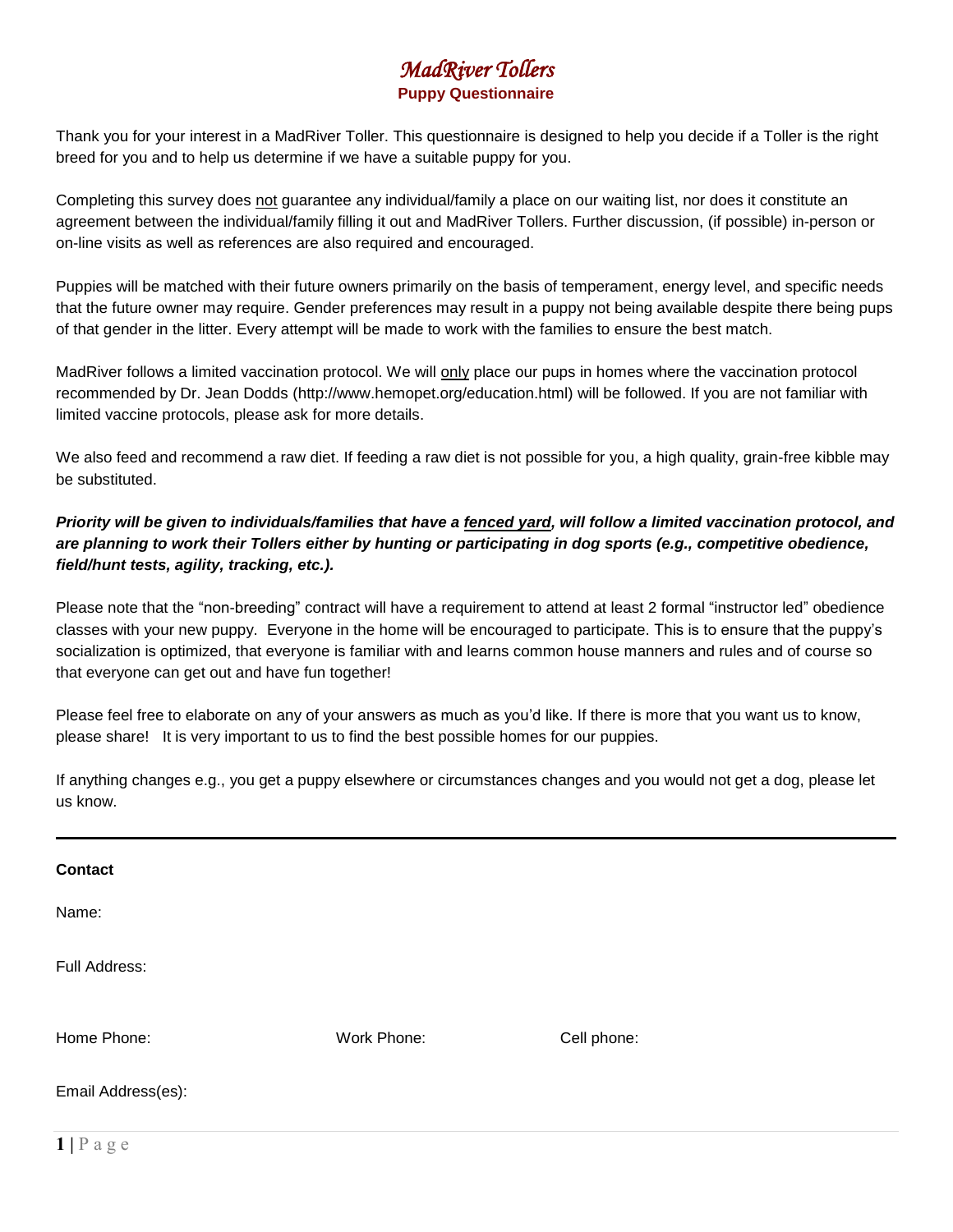# MadRiver Tollers

## Puppy Questionnaire

Thank you for your interest in a MadRiver Toller. This questionnaire is designed to help you decide if a Toller is the right breed for you and to help us determine if we have a suitable puppy for you.

Completing this survey does not guarantee any individual/family a place on our waiting list, nor does it constitute an agreement between the individual/family filling it out and MadRiver Tollers. Further discussion, (if possible) in-person or on-line visits as well as references are also required and encouraged.

Puppies will be matched with their future owners primarily on the basis of temperament, energy level, and specific needs that the future owner may require. Gender preferences may result in a puppy not being available despite there being pups of that gender in the litter. Every attempt will be made to work with the families to ensure the best match.

MadRiver follows a limited vaccination protocol. We will only place our pups in homes where the vaccination protocol recommended by Dr. Jean Dodds (http://www.hemopet.org/education.html) will be followed. If you are not familiar with limited vaccine protocols, please ask for more details.

We also feed and recommend a raw diet. If feeding a raw diet is not possible for you, a high quality, grain-free kibble may be substituted.

***Priority will be given to individuals/families that have a fenced yard, will follow a limited vaccination protocol, and are planning to work their Tollers either by hunting or participating in dog sports (e.g., competitive obedience, field/hunt tests, agility, tracking, etc.).***

Please note that the "non-breeding" contract will have a requirement to attend at least 2 formal "instructor led" obedience classes with your new puppy. Everyone in the home will be encouraged to participate. This is to ensure that the puppy's socialization is optimized, that everyone is familiar with and learns common house manners and rules and of course so that everyone can get out and have fun together!

Please feel free to elaborate on any of your answers as much as you'd like. If there is more that you want us to know, please share! It is very important to us to find the best possible homes for our puppies.

If anything changes e.g., you get a puppy elsewhere or circumstances changes and you would not get a dog, please let us know.

---

**Contact**

Name:

Full Address:

Home Phone: Work Phone: Cell phone:

Email Address(es):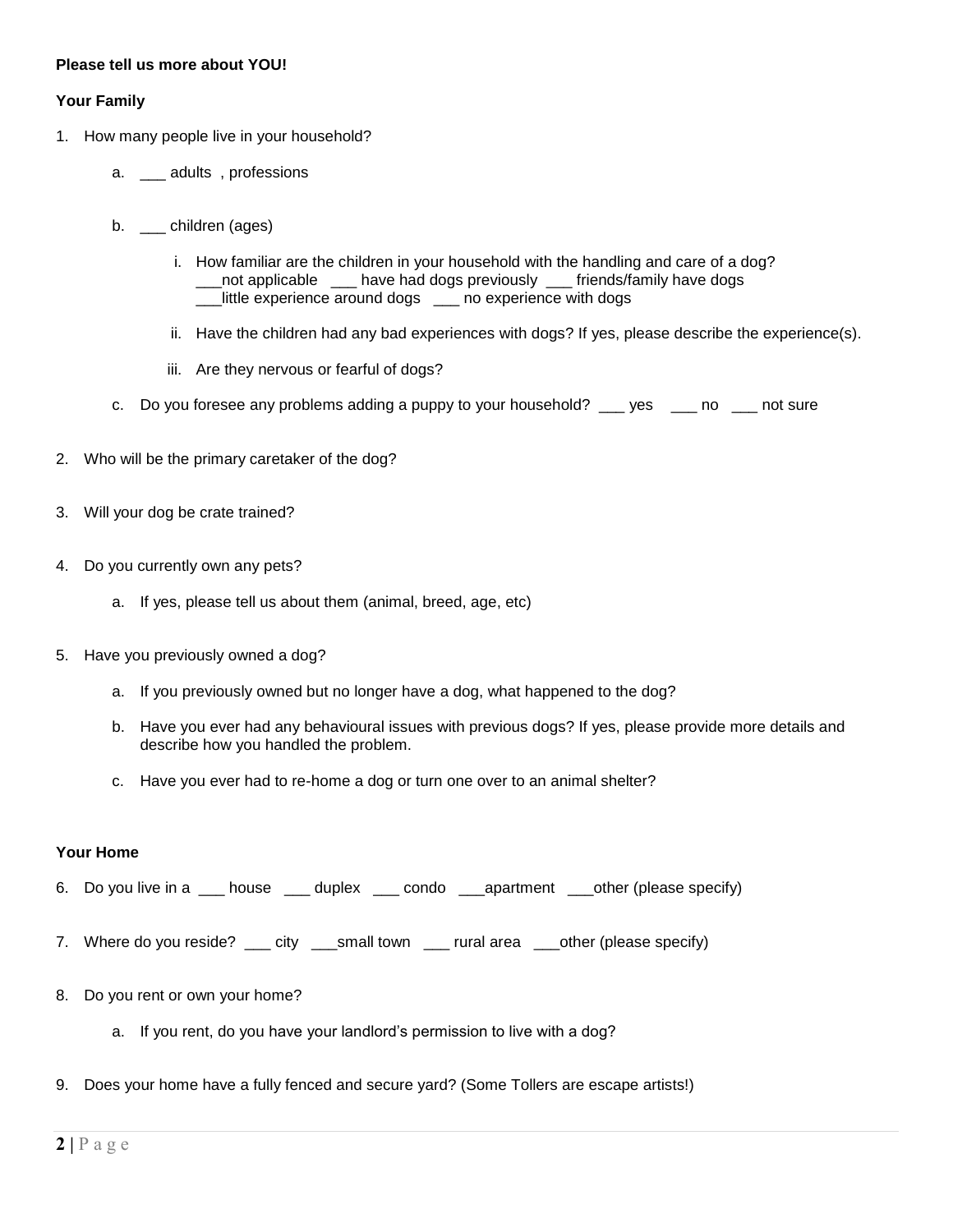**Please tell us more about YOU!**

**Your Family**

1. How many people live in your household?

    a. ___ adults , professions

    b. ___ children (ages)

        i. How familiar are the children in your household with the handling and care of a dog?
        ___not applicable ___ have had dogs previously ___ friends/family have dogs
        ___little experience around dogs ___ no experience with dogs

        ii. Have the children had any bad experiences with dogs? If yes, please describe the experience(s).

        iii. Are they nervous or fearful of dogs?

    c. Do you foresee any problems adding a puppy to your household? ___ yes ___ no ___ not sure

2. Who will be the primary caretaker of the dog?

3. Will your dog be crate trained?

4. Do you currently own any pets?

    a. If yes, please tell us about them (animal, breed, age, etc)

5. Have you previously owned a dog?

    a. If you previously owned but no longer have a dog, what happened to the dog?

    b. Have you ever had any behavioural issues with previous dogs? If yes, please provide more details and describe how you handled the problem.

    c. Have you ever had to re-home a dog or turn one over to an animal shelter?

**Your Home**

6. Do you live in a ___ house ___ duplex ___ condo ___apartment ___other (please specify)

7. Where do you reside? ___ city ___small town ___ rural area ___other (please specify)

8. Do you rent or own your home?

    a. If you rent, do you have your landlord's permission to live with a dog?

9. Does your home have a fully fenced and secure yard? (Some Tollers are escape artists!)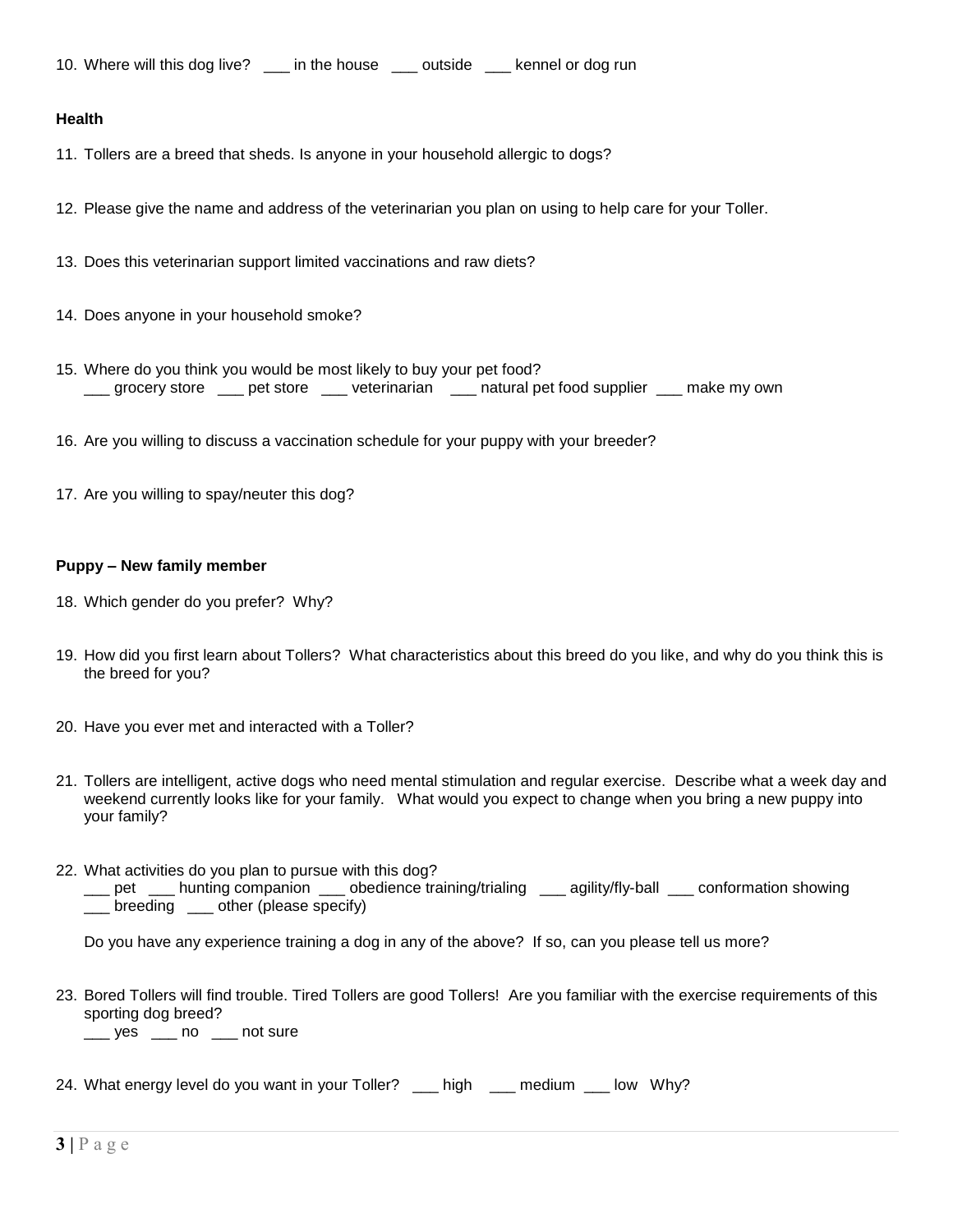10. Where will this dog live? ___ in the house ___ outside ___ kennel or dog run

**Health**

11. Tollers are a breed that sheds. Is anyone in your household allergic to dogs?

12. Please give the name and address of the veterinarian you plan on using to help care for your Toller.

13. Does this veterinarian support limited vaccinations and raw diets?

14. Does anyone in your household smoke?

15. Where do you think you would be most likely to buy your pet food?
    ___ grocery store ___ pet store ___ veterinarian ___ natural pet food supplier ___ make my own

16. Are you willing to discuss a vaccination schedule for your puppy with your breeder?

17. Are you willing to spay/neuter this dog?

**Puppy – New family member**

18. Which gender do you prefer? Why?

19. How did you first learn about Tollers? What characteristics about this breed do you like, and why do you think this is the breed for you?

20. Have you ever met and interacted with a Toller?

21. Tollers are intelligent, active dogs who need mental stimulation and regular exercise. Describe what a week day and weekend currently looks like for your family. What would you expect to change when you bring a new puppy into your family?

22. What activities do you plan to pursue with this dog?
    ___ pet ___ hunting companion ___ obedience training/trialing ___ agility/fly-ball ___ conformation showing
    ___ breeding ___ other (please specify)

    Do you have any experience training a dog in any of the above? If so, can you please tell us more?

23. Bored Tollers will find trouble. Tired Tollers are good Tollers! Are you familiar with the exercise requirements of this sporting dog breed?
    ___ yes ___ no ___ not sure

24. What energy level do you want in your Toller? ___ high ___ medium ___ low Why?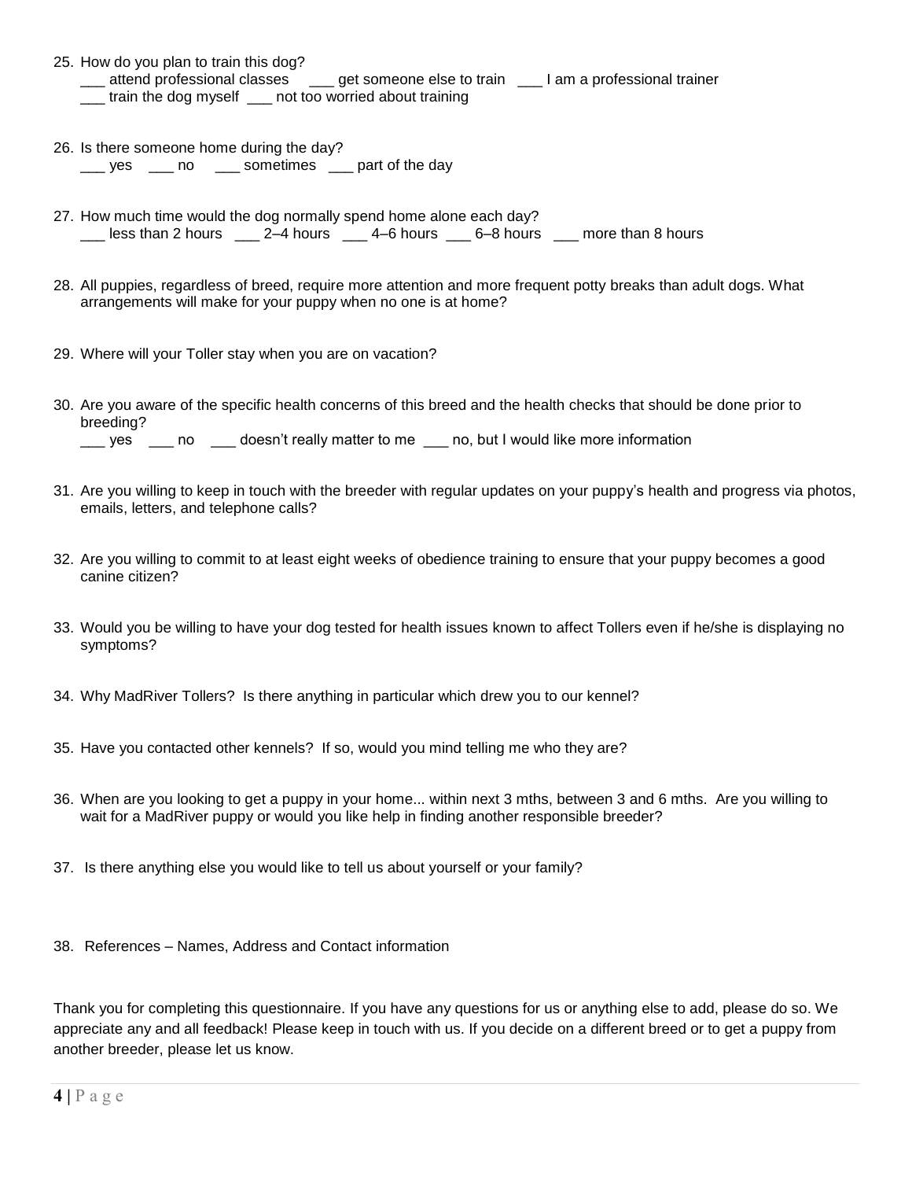25. How do you plan to train this dog?
    ___ attend professional classes   ___ get someone else to train   ___ I am a professional trainer
    ___ train the dog myself   ___ not too worried about training

26. Is there someone home during the day?
    ___ yes   ___ no   ___ sometimes   ___ part of the day

27. How much time would the dog normally spend home alone each day?
    ___ less than 2 hours   ___ 2–4 hours   ___ 4–6 hours   ___ 6–8 hours   ___ more than 8 hours

28. All puppies, regardless of breed, require more attention and more frequent potty breaks than adult dogs. What arrangements will make for your puppy when no one is at home?

29. Where will your Toller stay when you are on vacation?

30. Are you aware of the specific health concerns of this breed and the health checks that should be done prior to breeding?
    ___ yes   ___ no   ___ doesn't really matter to me   ___ no, but I would like more information

31. Are you willing to keep in touch with the breeder with regular updates on your puppy's health and progress via photos, emails, letters, and telephone calls?

32. Are you willing to commit to at least eight weeks of obedience training to ensure that your puppy becomes a good canine citizen?

33. Would you be willing to have your dog tested for health issues known to affect Tollers even if he/she is displaying no symptoms?

34. Why MadRiver Tollers? Is there anything in particular which drew you to our kennel?

35. Have you contacted other kennels? If so, would you mind telling me who they are?

36. When are you looking to get a puppy in your home... within next 3 mths, between 3 and 6 mths. Are you willing to wait for a MadRiver puppy or would you like help in finding another responsible breeder?

37. Is there anything else you would like to tell us about yourself or your family?

38. References – Names, Address and Contact information

Thank you for completing this questionnaire. If you have any questions for us or anything else to add, please do so. We appreciate any and all feedback! Please keep in touch with us. If you decide on a different breed or to get a puppy from another breeder, please let us know.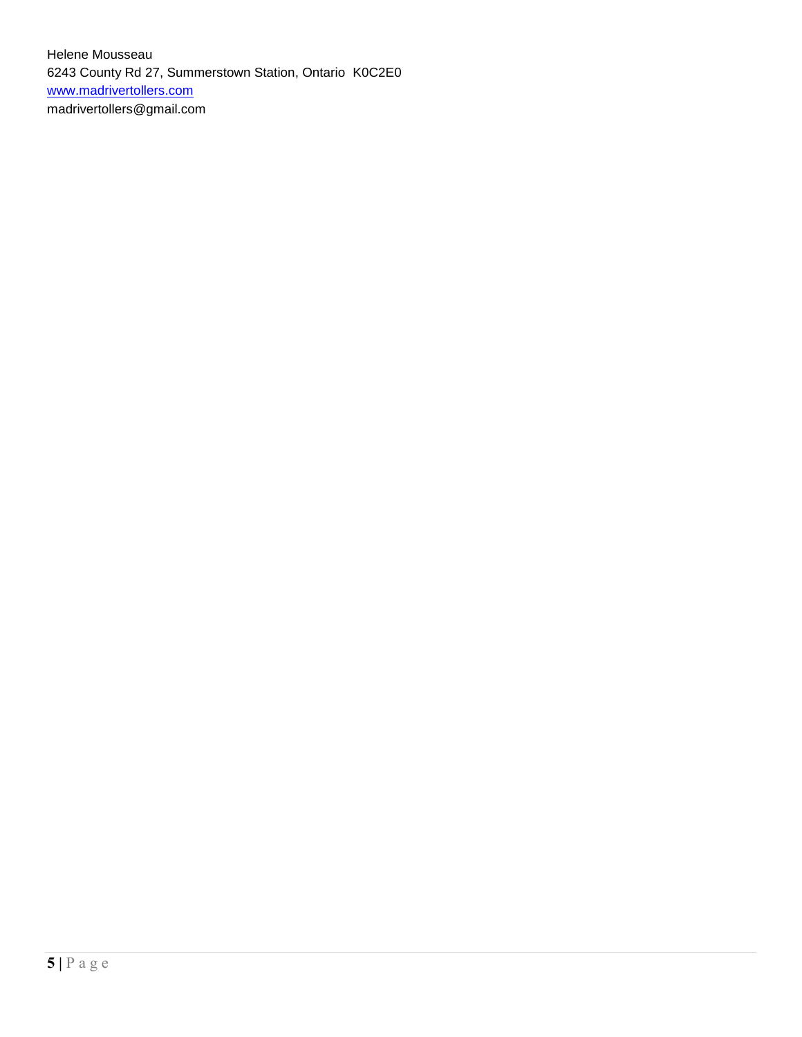Helene Mousseau
6243 County Rd 27, Summerstown Station, Ontario  K0C2E0
[www.madrivertollers.com](http://www.madrivertollers.com)
madrivertollers@gmail.com